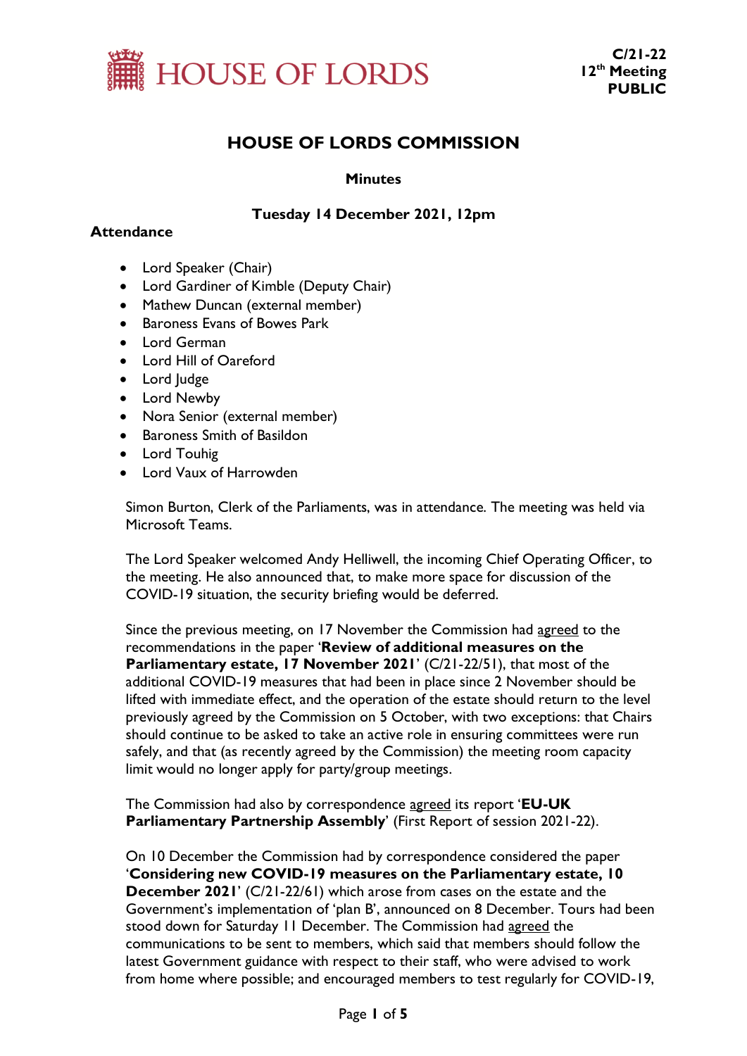HOUSE OF LORDS

**C/21-22**
**12th Meeting**
**PUBLIC**

# HOUSE OF LORDS COMMISSION

**Minutes**

**Tuesday 14 December 2021, 12pm**

**Attendance**

- Lord Speaker (Chair)
- Lord Gardiner of Kimble (Deputy Chair)
- Mathew Duncan (external member)
- Baroness Evans of Bowes Park
- Lord German
- Lord Hill of Oareford
- Lord Judge
- Lord Newby
- Nora Senior (external member)
- Baroness Smith of Basildon
- Lord Touhig
- Lord Vaux of Harrowden

Simon Burton, Clerk of the Parliaments, was in attendance. The meeting was held via Microsoft Teams.

The Lord Speaker welcomed Andy Helliwell, the incoming Chief Operating Officer, to the meeting. He also announced that, to make more space for discussion of the COVID-19 situation, the security briefing would be deferred.

Since the previous meeting, on 17 November the Commission had agreed to the recommendations in the paper '**Review of additional measures on the Parliamentary estate, 17 November 2021**' (C/21-22/51), that most of the additional COVID-19 measures that had been in place since 2 November should be lifted with immediate effect, and the operation of the estate should return to the level previously agreed by the Commission on 5 October, with two exceptions: that Chairs should continue to be asked to take an active role in ensuring committees were run safely, and that (as recently agreed by the Commission) the meeting room capacity limit would no longer apply for party/group meetings.

The Commission had also by correspondence agreed its report '**EU-UK Parliamentary Partnership Assembly**' (First Report of session 2021-22).

On 10 December the Commission had by correspondence considered the paper '**Considering new COVID-19 measures on the Parliamentary estate, 10 December 2021**' (C/21-22/61) which arose from cases on the estate and the Government's implementation of 'plan B', announced on 8 December. Tours had been stood down for Saturday 11 December. The Commission had agreed the communications to be sent to members, which said that members should follow the latest Government guidance with respect to their staff, who were advised to work from home where possible; and encouraged members to test regularly for COVID-19,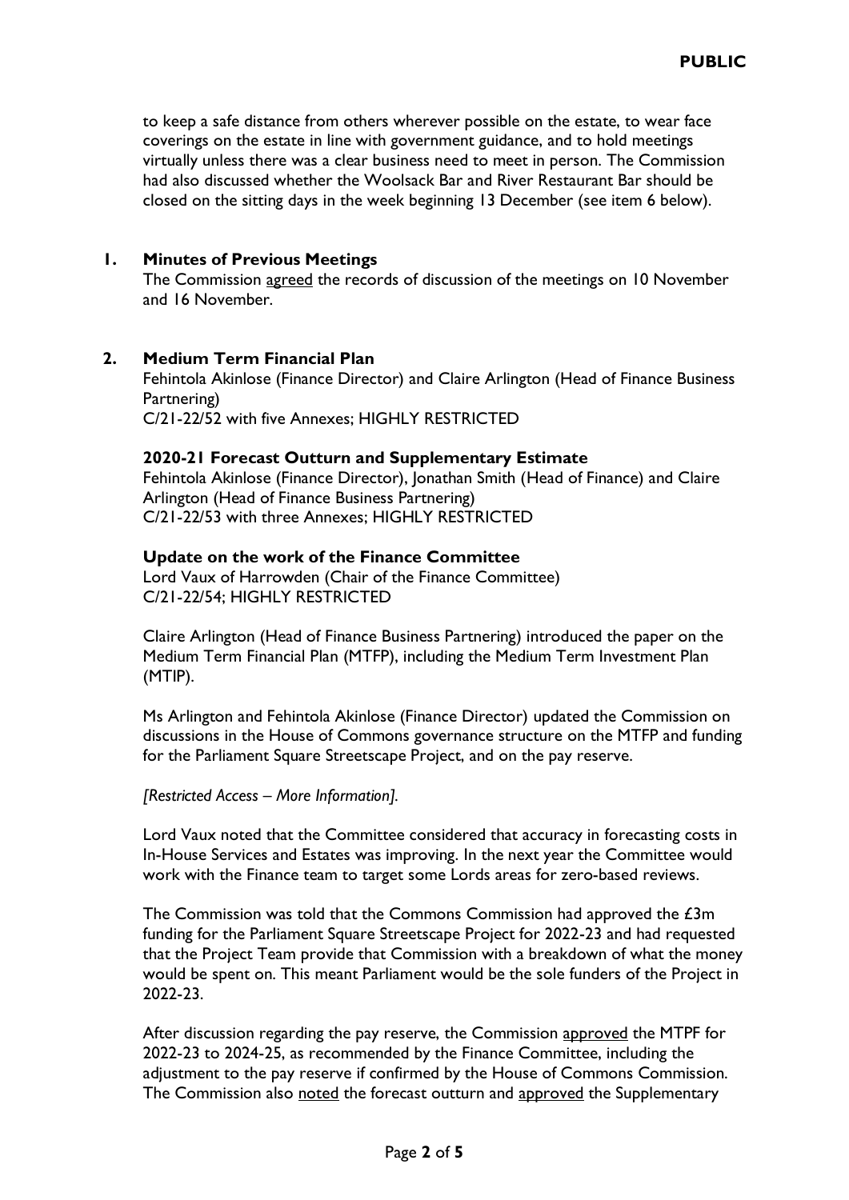to keep a safe distance from others wherever possible on the estate, to wear face coverings on the estate in line with government guidance, and to hold meetings virtually unless there was a clear business need to meet in person. The Commission had also discussed whether the Woolsack Bar and River Restaurant Bar should be closed on the sitting days in the week beginning 13 December (see item 6 below).

## 1. Minutes of Previous Meetings

The Commission agreed the records of discussion of the meetings on 10 November and 16 November.

## 2. Medium Term Financial Plan

Fehintola Akinlose (Finance Director) and Claire Arlington (Head of Finance Business Partnering)
C/21-22/52 with five Annexes; HIGHLY RESTRICTED

### 2020-21 Forecast Outturn and Supplementary Estimate

Fehintola Akinlose (Finance Director), Jonathan Smith (Head of Finance) and Claire Arlington (Head of Finance Business Partnering)
C/21-22/53 with three Annexes; HIGHLY RESTRICTED

### Update on the work of the Finance Committee

Lord Vaux of Harrowden (Chair of the Finance Committee)
C/21-22/54; HIGHLY RESTRICTED

Claire Arlington (Head of Finance Business Partnering) introduced the paper on the Medium Term Financial Plan (MTFP), including the Medium Term Investment Plan (MTIP).

Ms Arlington and Fehintola Akinlose (Finance Director) updated the Commission on discussions in the House of Commons governance structure on the MTFP and funding for the Parliament Square Streetscape Project, and on the pay reserve.

*[Restricted Access – More Information].*

Lord Vaux noted that the Committee considered that accuracy in forecasting costs in In-House Services and Estates was improving. In the next year the Committee would work with the Finance team to target some Lords areas for zero-based reviews.

The Commission was told that the Commons Commission had approved the £3m funding for the Parliament Square Streetscape Project for 2022-23 and had requested that the Project Team provide that Commission with a breakdown of what the money would be spent on. This meant Parliament would be the sole funders of the Project in 2022-23.

After discussion regarding the pay reserve, the Commission approved the MTPF for 2022-23 to 2024-25, as recommended by the Finance Committee, including the adjustment to the pay reserve if confirmed by the House of Commons Commission. The Commission also noted the forecast outturn and approved the Supplementary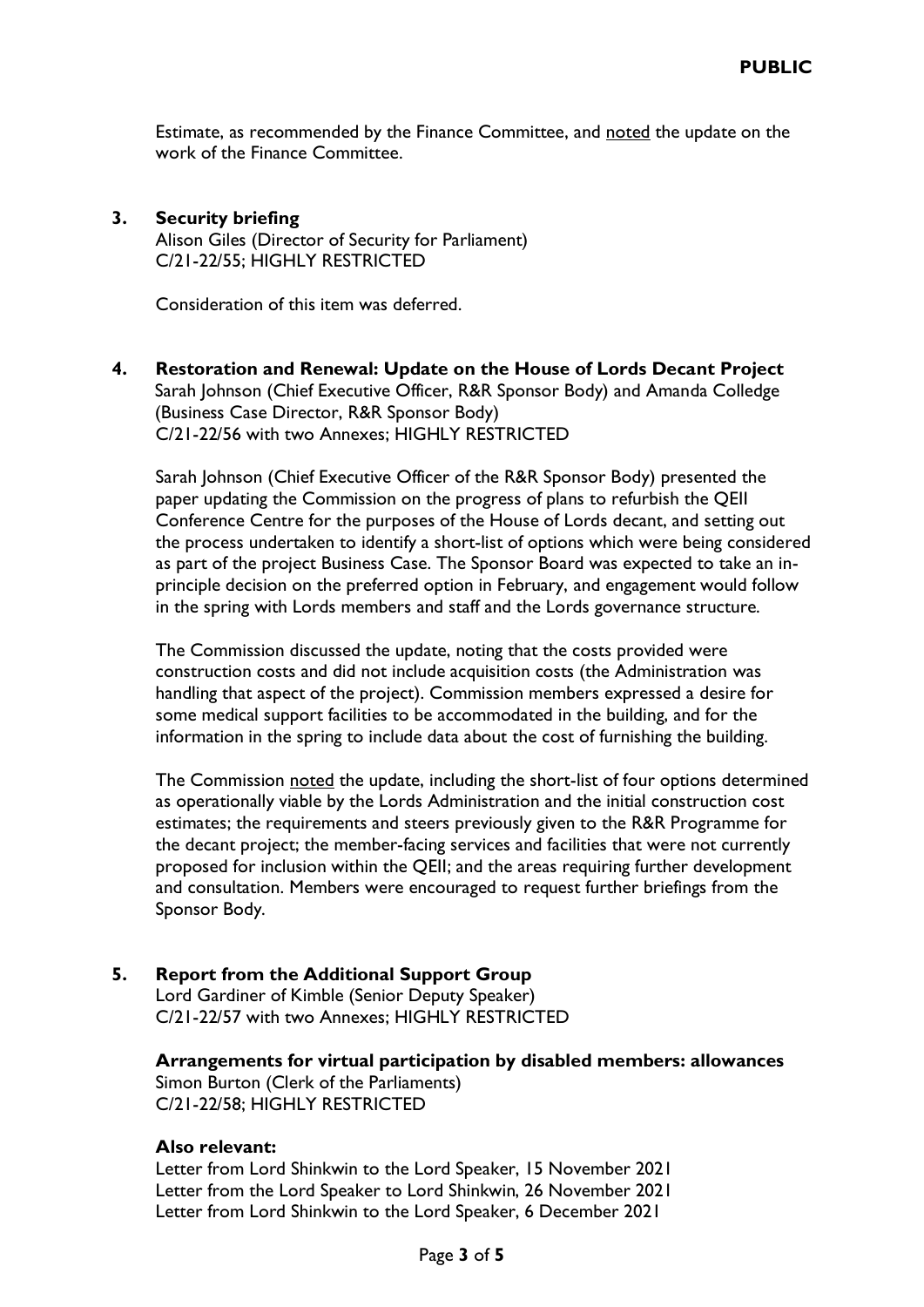Estimate, as recommended by the Finance Committee, and noted the update on the work of the Finance Committee.

## 3. Security briefing

Alison Giles (Director of Security for Parliament)
C/21-22/55; HIGHLY RESTRICTED

Consideration of this item was deferred.

## 4. Restoration and Renewal: Update on the House of Lords Decant Project

Sarah Johnson (Chief Executive Officer, R&R Sponsor Body) and Amanda Colledge (Business Case Director, R&R Sponsor Body)
C/21-22/56 with two Annexes; HIGHLY RESTRICTED

Sarah Johnson (Chief Executive Officer of the R&R Sponsor Body) presented the paper updating the Commission on the progress of plans to refurbish the QEII Conference Centre for the purposes of the House of Lords decant, and setting out the process undertaken to identify a short-list of options which were being considered as part of the project Business Case. The Sponsor Board was expected to take an in-principle decision on the preferred option in February, and engagement would follow in the spring with Lords members and staff and the Lords governance structure.

The Commission discussed the update, noting that the costs provided were construction costs and did not include acquisition costs (the Administration was handling that aspect of the project). Commission members expressed a desire for some medical support facilities to be accommodated in the building, and for the information in the spring to include data about the cost of furnishing the building.

The Commission noted the update, including the short-list of four options determined as operationally viable by the Lords Administration and the initial construction cost estimates; the requirements and steers previously given to the R&R Programme for the decant project; the member-facing services and facilities that were not currently proposed for inclusion within the QEII; and the areas requiring further development and consultation. Members were encouraged to request further briefings from the Sponsor Body.

## 5. Report from the Additional Support Group

Lord Gardiner of Kimble (Senior Deputy Speaker)
C/21-22/57 with two Annexes; HIGHLY RESTRICTED

**Arrangements for virtual participation by disabled members: allowances**
Simon Burton (Clerk of the Parliaments)
C/21-22/58; HIGHLY RESTRICTED

**Also relevant:**
Letter from Lord Shinkwin to the Lord Speaker, 15 November 2021
Letter from the Lord Speaker to Lord Shinkwin, 26 November 2021
Letter from Lord Shinkwin to the Lord Speaker, 6 December 2021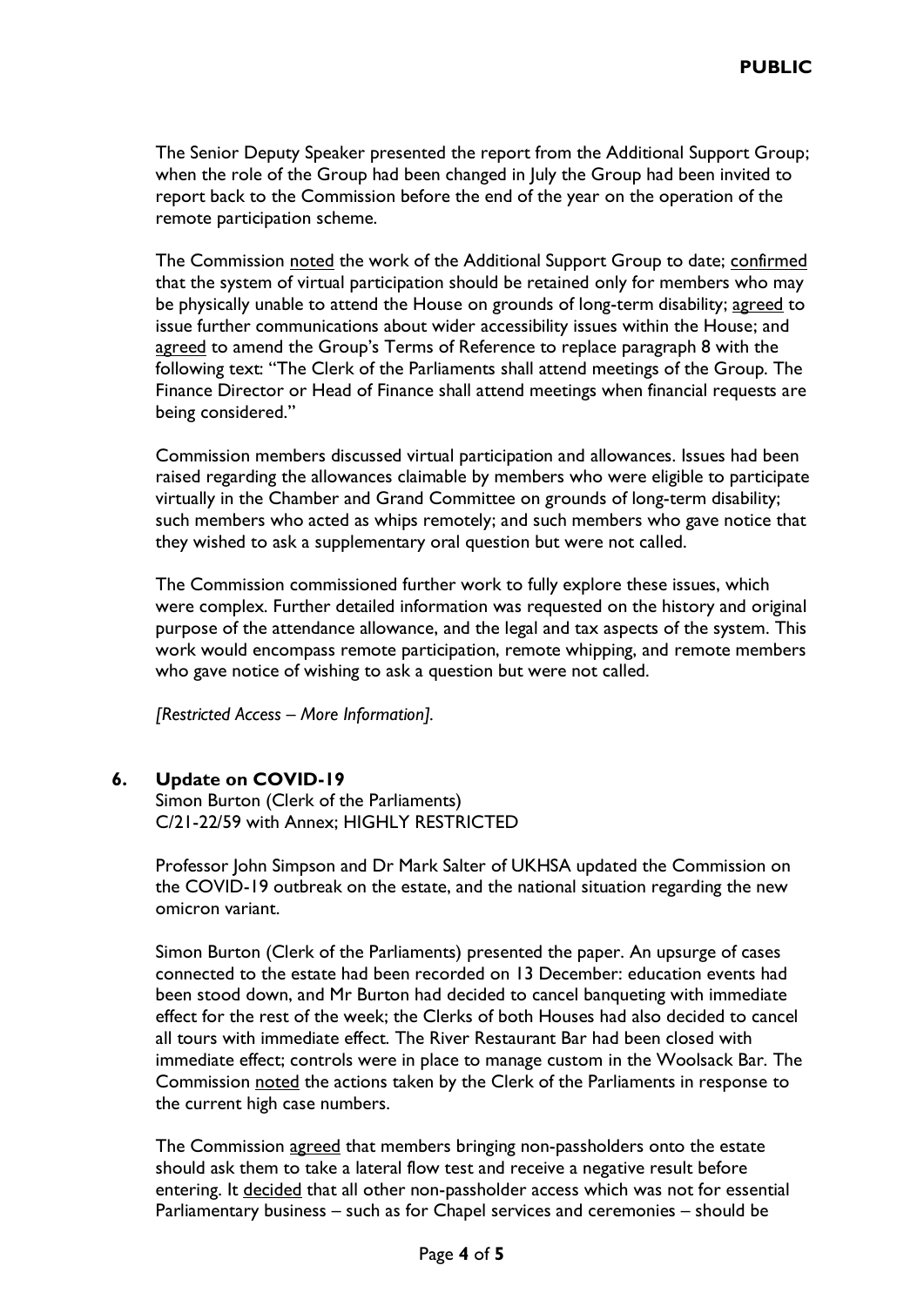The Senior Deputy Speaker presented the report from the Additional Support Group; when the role of the Group had been changed in July the Group had been invited to report back to the Commission before the end of the year on the operation of the remote participation scheme.

The Commission noted the work of the Additional Support Group to date; confirmed that the system of virtual participation should be retained only for members who may be physically unable to attend the House on grounds of long-term disability; agreed to issue further communications about wider accessibility issues within the House; and agreed to amend the Group's Terms of Reference to replace paragraph 8 with the following text: "The Clerk of the Parliaments shall attend meetings of the Group. The Finance Director or Head of Finance shall attend meetings when financial requests are being considered."

Commission members discussed virtual participation and allowances. Issues had been raised regarding the allowances claimable by members who were eligible to participate virtually in the Chamber and Grand Committee on grounds of long-term disability; such members who acted as whips remotely; and such members who gave notice that they wished to ask a supplementary oral question but were not called.

The Commission commissioned further work to fully explore these issues, which were complex. Further detailed information was requested on the history and original purpose of the attendance allowance, and the legal and tax aspects of the system. This work would encompass remote participation, remote whipping, and remote members who gave notice of wishing to ask a question but were not called.

*[Restricted Access – More Information].*

## 6. Update on COVID-19

Simon Burton (Clerk of the Parliaments)
C/21-22/59 with Annex; HIGHLY RESTRICTED

Professor John Simpson and Dr Mark Salter of UKHSA updated the Commission on the COVID-19 outbreak on the estate, and the national situation regarding the new omicron variant.

Simon Burton (Clerk of the Parliaments) presented the paper. An upsurge of cases connected to the estate had been recorded on 13 December: education events had been stood down, and Mr Burton had decided to cancel banqueting with immediate effect for the rest of the week; the Clerks of both Houses had also decided to cancel all tours with immediate effect. The River Restaurant Bar had been closed with immediate effect; controls were in place to manage custom in the Woolsack Bar. The Commission noted the actions taken by the Clerk of the Parliaments in response to the current high case numbers.

The Commission agreed that members bringing non-passholders onto the estate should ask them to take a lateral flow test and receive a negative result before entering. It decided that all other non-passholder access which was not for essential Parliamentary business – such as for Chapel services and ceremonies – should be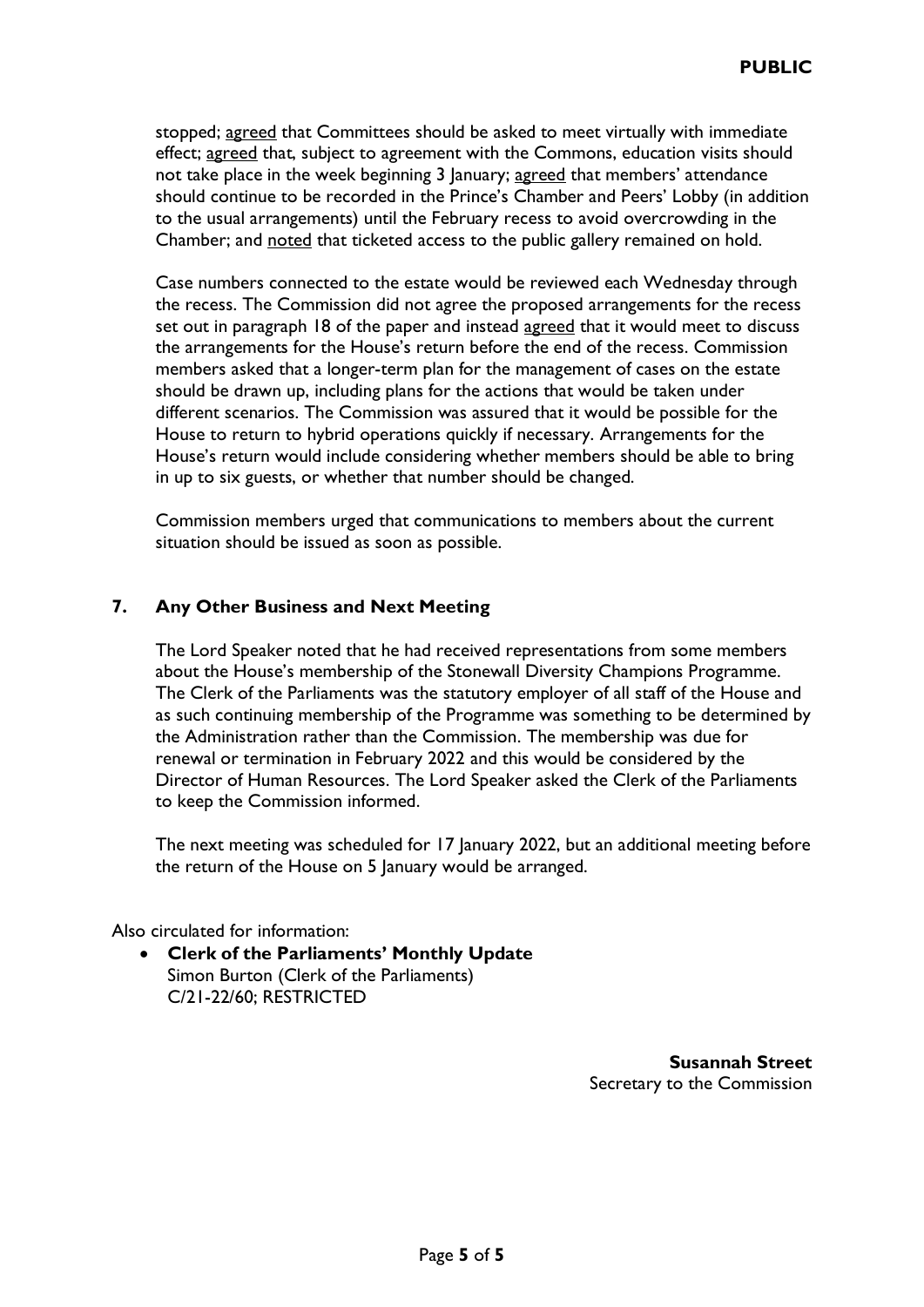stopped; agreed that Committees should be asked to meet virtually with immediate effect; agreed that, subject to agreement with the Commons, education visits should not take place in the week beginning 3 January; agreed that members' attendance should continue to be recorded in the Prince's Chamber and Peers' Lobby (in addition to the usual arrangements) until the February recess to avoid overcrowding in the Chamber; and noted that ticketed access to the public gallery remained on hold.

Case numbers connected to the estate would be reviewed each Wednesday through the recess. The Commission did not agree the proposed arrangements for the recess set out in paragraph 18 of the paper and instead agreed that it would meet to discuss the arrangements for the House's return before the end of the recess. Commission members asked that a longer-term plan for the management of cases on the estate should be drawn up, including plans for the actions that would be taken under different scenarios. The Commission was assured that it would be possible for the House to return to hybrid operations quickly if necessary. Arrangements for the House's return would include considering whether members should be able to bring in up to six guests, or whether that number should be changed.

Commission members urged that communications to members about the current situation should be issued as soon as possible.

## 7. Any Other Business and Next Meeting

The Lord Speaker noted that he had received representations from some members about the House's membership of the Stonewall Diversity Champions Programme. The Clerk of the Parliaments was the statutory employer of all staff of the House and as such continuing membership of the Programme was something to be determined by the Administration rather than the Commission. The membership was due for renewal or termination in February 2022 and this would be considered by the Director of Human Resources. The Lord Speaker asked the Clerk of the Parliaments to keep the Commission informed.

The next meeting was scheduled for 17 January 2022, but an additional meeting before the return of the House on 5 January would be arranged.

Also circulated for information:

- **Clerk of the Parliaments' Monthly Update**
  Simon Burton (Clerk of the Parliaments)
  C/21-22/60; RESTRICTED

**Susannah Street**
Secretary to the Commission